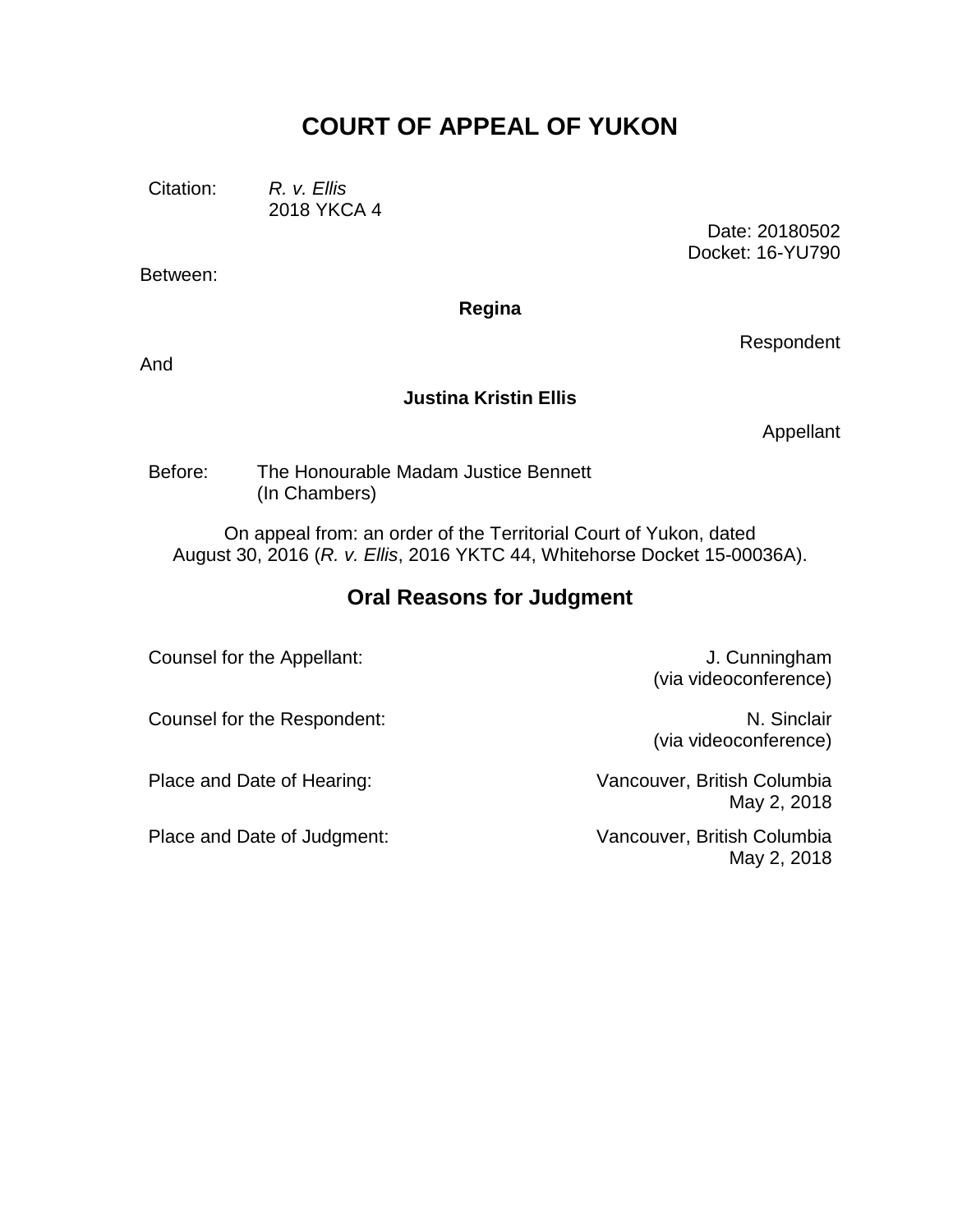# COURT OF APPEAL OF YUKON

Citation: *R. v. Ellis*
2018 YKCA 4

Date: 20180502
Docket: 16-YU790

Between:

**Regina**

Respondent

And

**Justina Kristin Ellis**

Appellant

Before: The Honourable Madam Justice Bennett
(In Chambers)

On appeal from: an order of the Territorial Court of Yukon, dated August 30, 2016 (*R. v. Ellis*, 2016 YKTC 44, Whitehorse Docket 15-00036A).

## Oral Reasons for Judgment

Counsel for the Appellant: J. Cunningham
(via videoconference)

Counsel for the Respondent: N. Sinclair
(via videoconference)

Place and Date of Hearing: Vancouver, British Columbia
May 2, 2018

Place and Date of Judgment: Vancouver, British Columbia
May 2, 2018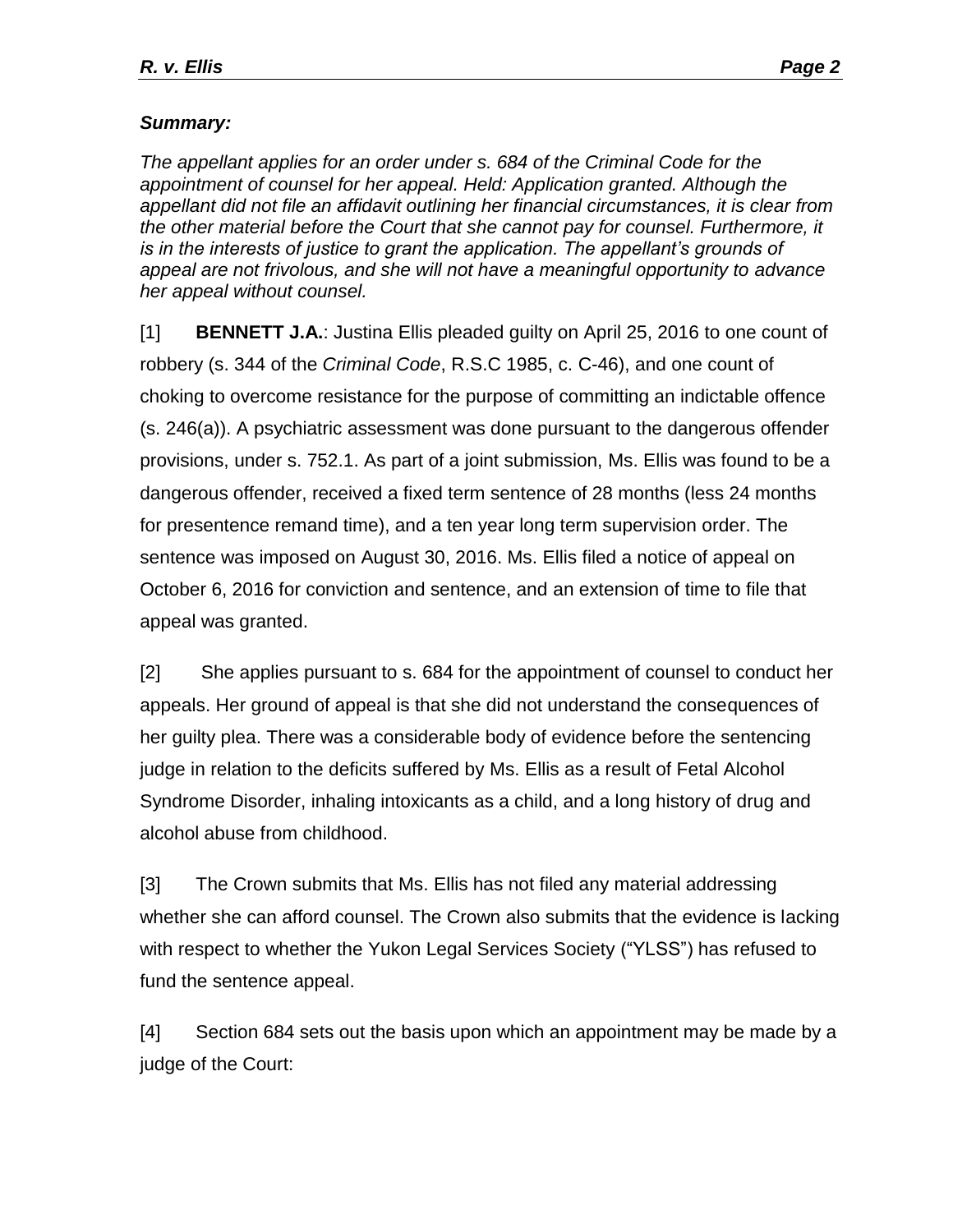***Summary:***

*The appellant applies for an order under s. 684 of the Criminal Code for the appointment of counsel for her appeal. Held: Application granted. Although the appellant did not file an affidavit outlining her financial circumstances, it is clear from the other material before the Court that she cannot pay for counsel. Furthermore, it is in the interests of justice to grant the application. The appellant's grounds of appeal are not frivolous, and she will not have a meaningful opportunity to advance her appeal without counsel.*

[1] **BENNETT J.A.**: Justina Ellis pleaded guilty on April 25, 2016 to one count of robbery (s. 344 of the *Criminal Code*, R.S.C 1985, c. C-46), and one count of choking to overcome resistance for the purpose of committing an indictable offence (s. 246(a)). A psychiatric assessment was done pursuant to the dangerous offender provisions, under s. 752.1. As part of a joint submission, Ms. Ellis was found to be a dangerous offender, received a fixed term sentence of 28 months (less 24 months for presentence remand time), and a ten year long term supervision order. The sentence was imposed on August 30, 2016. Ms. Ellis filed a notice of appeal on October 6, 2016 for conviction and sentence, and an extension of time to file that appeal was granted.

[2] She applies pursuant to s. 684 for the appointment of counsel to conduct her appeals. Her ground of appeal is that she did not understand the consequences of her guilty plea. There was a considerable body of evidence before the sentencing judge in relation to the deficits suffered by Ms. Ellis as a result of Fetal Alcohol Syndrome Disorder, inhaling intoxicants as a child, and a long history of drug and alcohol abuse from childhood.

[3] The Crown submits that Ms. Ellis has not filed any material addressing whether she can afford counsel. The Crown also submits that the evidence is lacking with respect to whether the Yukon Legal Services Society ("YLSS") has refused to fund the sentence appeal.

[4] Section 684 sets out the basis upon which an appointment may be made by a judge of the Court: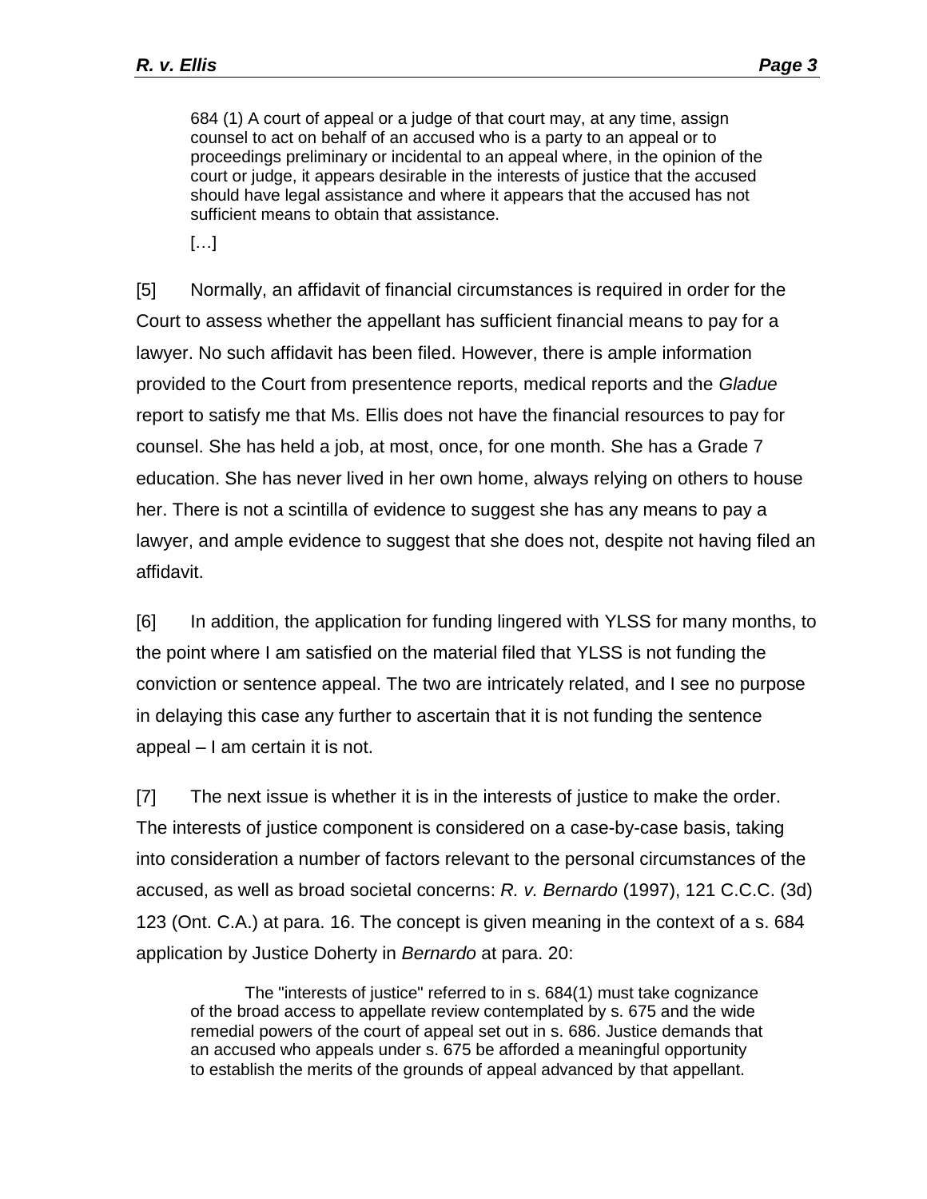> 684 (1) A court of appeal or a judge of that court may, at any time, assign counsel to act on behalf of an accused who is a party to an appeal or to proceedings preliminary or incidental to an appeal where, in the opinion of the court or judge, it appears desirable in the interests of justice that the accused should have legal assistance and where it appears that the accused has not sufficient means to obtain that assistance.
>
> […]

[5] Normally, an affidavit of financial circumstances is required in order for the Court to assess whether the appellant has sufficient financial means to pay for a lawyer. No such affidavit has been filed. However, there is ample information provided to the Court from presentence reports, medical reports and the *Gladue* report to satisfy me that Ms. Ellis does not have the financial resources to pay for counsel. She has held a job, at most, once, for one month. She has a Grade 7 education. She has never lived in her own home, always relying on others to house her. There is not a scintilla of evidence to suggest she has any means to pay a lawyer, and ample evidence to suggest that she does not, despite not having filed an affidavit.

[6] In addition, the application for funding lingered with YLSS for many months, to the point where I am satisfied on the material filed that YLSS is not funding the conviction or sentence appeal. The two are intricately related, and I see no purpose in delaying this case any further to ascertain that it is not funding the sentence appeal – I am certain it is not.

[7] The next issue is whether it is in the interests of justice to make the order. The interests of justice component is considered on a case-by-case basis, taking into consideration a number of factors relevant to the personal circumstances of the accused, as well as broad societal concerns: *R. v. Bernardo* (1997), 121 C.C.C. (3d) 123 (Ont. C.A.) at para. 16. The concept is given meaning in the context of a s. 684 application by Justice Doherty in *Bernardo* at para. 20:

> The "interests of justice" referred to in s. 684(1) must take cognizance of the broad access to appellate review contemplated by s. 675 and the wide remedial powers of the court of appeal set out in s. 686. Justice demands that an accused who appeals under s. 675 be afforded a meaningful opportunity to establish the merits of the grounds of appeal advanced by that appellant.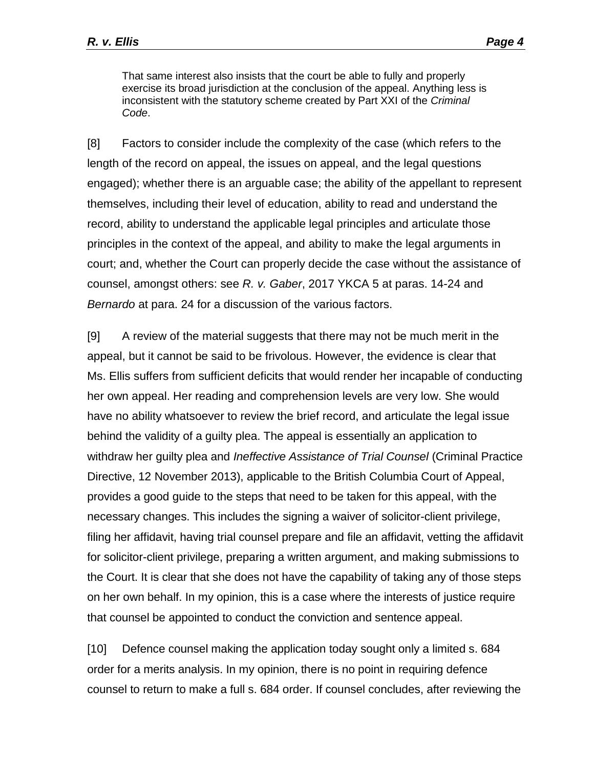> That same interest also insists that the court be able to fully and properly exercise its broad jurisdiction at the conclusion of the appeal. Anything less is inconsistent with the statutory scheme created by Part XXI of the *Criminal Code*.

[8] Factors to consider include the complexity of the case (which refers to the length of the record on appeal, the issues on appeal, and the legal questions engaged); whether there is an arguable case; the ability of the appellant to represent themselves, including their level of education, ability to read and understand the record, ability to understand the applicable legal principles and articulate those principles in the context of the appeal, and ability to make the legal arguments in court; and, whether the Court can properly decide the case without the assistance of counsel, amongst others: see *R. v. Gaber*, 2017 YKCA 5 at paras. 14-24 and *Bernardo* at para. 24 for a discussion of the various factors.

[9] A review of the material suggests that there may not be much merit in the appeal, but it cannot be said to be frivolous. However, the evidence is clear that Ms. Ellis suffers from sufficient deficits that would render her incapable of conducting her own appeal. Her reading and comprehension levels are very low. She would have no ability whatsoever to review the brief record, and articulate the legal issue behind the validity of a guilty plea. The appeal is essentially an application to withdraw her guilty plea and *Ineffective Assistance of Trial Counsel* (Criminal Practice Directive, 12 November 2013), applicable to the British Columbia Court of Appeal, provides a good guide to the steps that need to be taken for this appeal, with the necessary changes. This includes the signing a waiver of solicitor-client privilege, filing her affidavit, having trial counsel prepare and file an affidavit, vetting the affidavit for solicitor-client privilege, preparing a written argument, and making submissions to the Court. It is clear that she does not have the capability of taking any of those steps on her own behalf. In my opinion, this is a case where the interests of justice require that counsel be appointed to conduct the conviction and sentence appeal.

[10] Defence counsel making the application today sought only a limited s. 684 order for a merits analysis. In my opinion, there is no point in requiring defence counsel to return to make a full s. 684 order. If counsel concludes, after reviewing the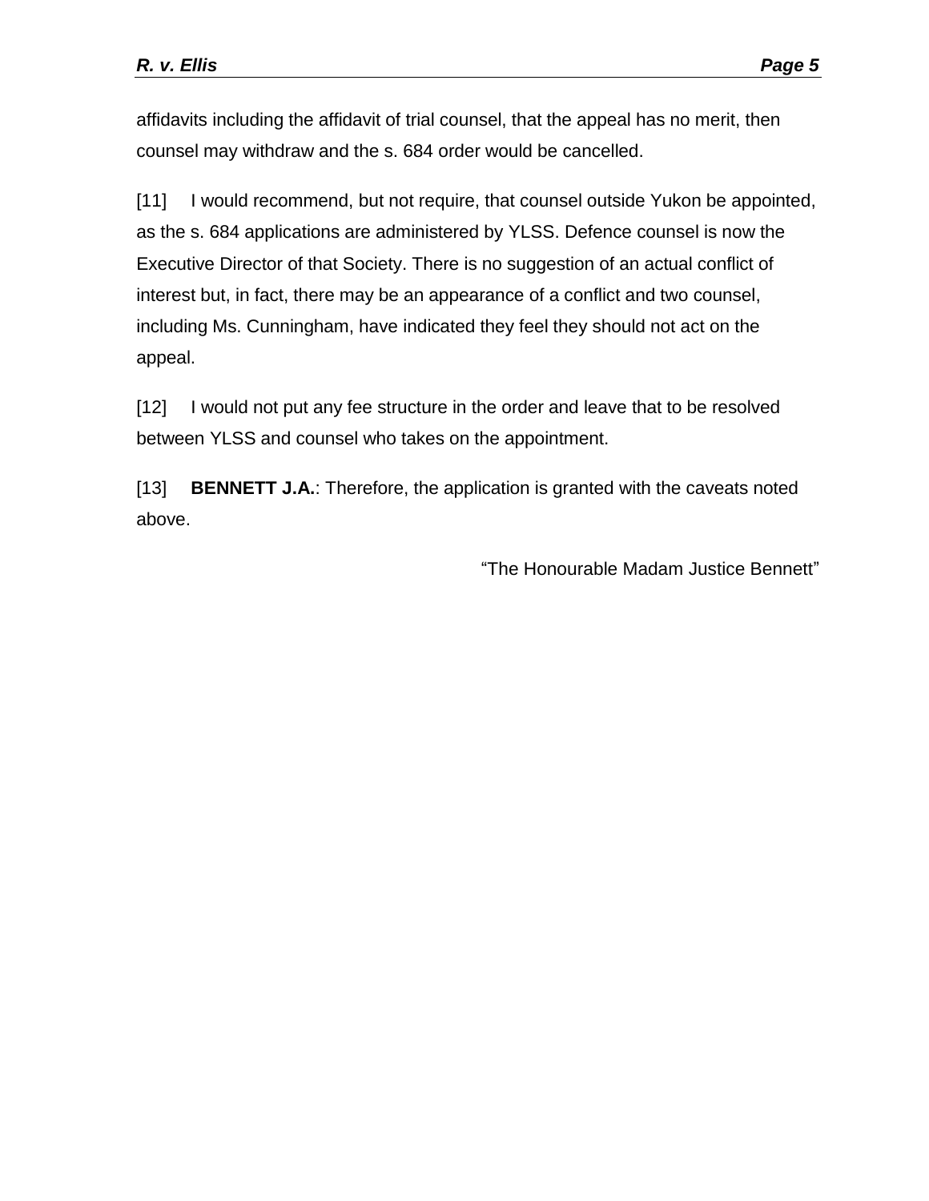affidavits including the affidavit of trial counsel, that the appeal has no merit, then counsel may withdraw and the s. 684 order would be cancelled.

[11] I would recommend, but not require, that counsel outside Yukon be appointed, as the s. 684 applications are administered by YLSS. Defence counsel is now the Executive Director of that Society. There is no suggestion of an actual conflict of interest but, in fact, there may be an appearance of a conflict and two counsel, including Ms. Cunningham, have indicated they feel they should not act on the appeal.

[12] I would not put any fee structure in the order and leave that to be resolved between YLSS and counsel who takes on the appointment.

[13] **BENNETT J.A.**: Therefore, the application is granted with the caveats noted above.

"The Honourable Madam Justice Bennett"